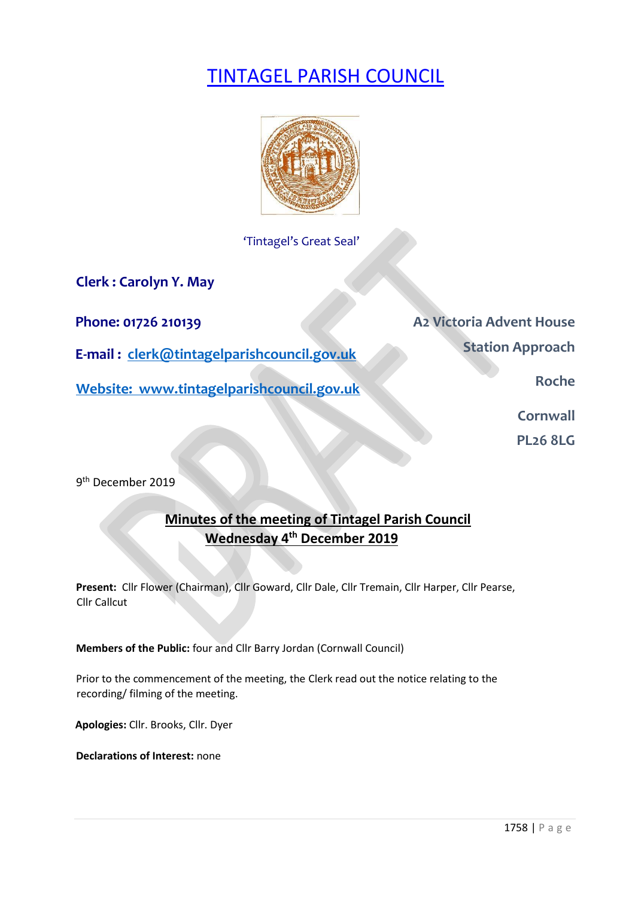# TINTAGEL PARISH COUNCIL

'Tintagel's Great Seal'

**Clerk : Carolyn Y. May**

**Phone: 01726 210139**

**E-mail : clerk@tintagelparishcouncil.gov.uk**

**Website: www.tintagelparishcouncil.gov.uk**

**A2 Victoria Advent House**
**Station Approach**
**Roche**
**Cornwall**
**PL26 8LG**

9th December 2019

## Minutes of the meeting of Tintagel Parish Council
## Wednesday 4th December 2019

**Present:** Cllr Flower (Chairman), Cllr Goward, Cllr Dale, Cllr Tremain, Cllr Harper, Cllr Pearse, Cllr Callcut

**Members of the Public:** four and Cllr Barry Jordan (Cornwall Council)

Prior to the commencement of the meeting, the Clerk read out the notice relating to the recording/ filming of the meeting.

**Apologies:** Cllr. Brooks, Cllr. Dyer

**Declarations of Interest:** none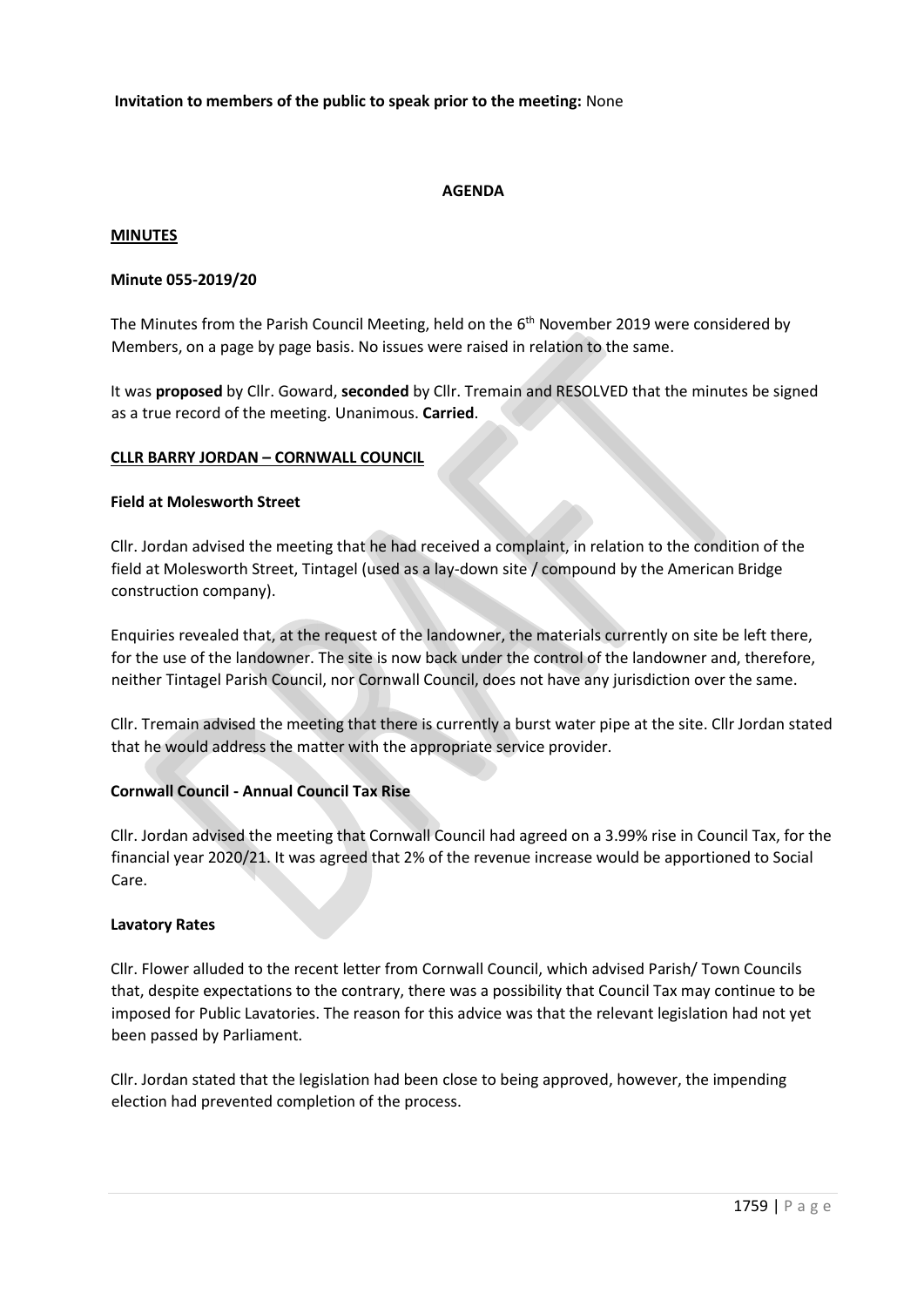**Invitation to members of the public to speak prior to the meeting:** None

**AGENDA**

**MINUTES**

**Minute 055-2019/20**

The Minutes from the Parish Council Meeting, held on the 6th November 2019 were considered by Members, on a page by page basis. No issues were raised in relation to the same.

It was **proposed** by Cllr. Goward, **seconded** by Cllr. Tremain and RESOLVED that the minutes be signed as a true record of the meeting. Unanimous. **Carried**.

**CLLR BARRY JORDAN – CORNWALL COUNCIL**

**Field at Molesworth Street**

Cllr. Jordan advised the meeting that he had received a complaint, in relation to the condition of the field at Molesworth Street, Tintagel (used as a lay-down site / compound by the American Bridge construction company).

Enquiries revealed that, at the request of the landowner, the materials currently on site be left there, for the use of the landowner. The site is now back under the control of the landowner and, therefore, neither Tintagel Parish Council, nor Cornwall Council, does not have any jurisdiction over the same.

Cllr. Tremain advised the meeting that there is currently a burst water pipe at the site. Cllr Jordan stated that he would address the matter with the appropriate service provider.

**Cornwall Council - Annual Council Tax Rise**

Cllr. Jordan advised the meeting that Cornwall Council had agreed on a 3.99% rise in Council Tax, for the financial year 2020/21. It was agreed that 2% of the revenue increase would be apportioned to Social Care.

**Lavatory Rates**

Cllr. Flower alluded to the recent letter from Cornwall Council, which advised Parish/ Town Councils that, despite expectations to the contrary, there was a possibility that Council Tax may continue to be imposed for Public Lavatories. The reason for this advice was that the relevant legislation had not yet been passed by Parliament.

Cllr. Jordan stated that the legislation had been close to being approved, however, the impending election had prevented completion of the process.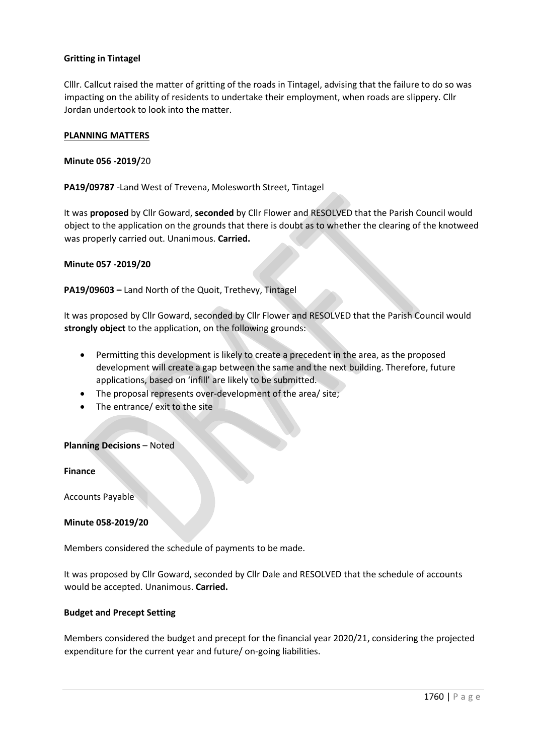**Gritting in Tintagel**

Clllr. Callcut raised the matter of gritting of the roads in Tintagel, advising that the failure to do so was impacting on the ability of residents to undertake their employment, when roads are slippery. Cllr Jordan undertook to look into the matter.

**PLANNING MATTERS**

**Minute 056 -2019/**20

**PA19/09787** -Land West of Trevena, Molesworth Street, Tintagel

It was **proposed** by Cllr Goward, **seconded** by Cllr Flower and RESOLVED that the Parish Council would object to the application on the grounds that there is doubt as to whether the clearing of the knotweed was properly carried out. Unanimous. **Carried.**

**Minute 057 -2019/20**

**PA19/09603 –** Land North of the Quoit, Trethevy, Tintagel

It was proposed by Cllr Goward, seconded by Cllr Flower and RESOLVED that the Parish Council would **strongly object** to the application, on the following grounds:

- Permitting this development is likely to create a precedent in the area, as the proposed development will create a gap between the same and the next building. Therefore, future applications, based on 'infill' are likely to be submitted.
- The proposal represents over-development of the area/ site;
- The entrance/ exit to the site

**Planning Decisions** – Noted

**Finance**

Accounts Payable

**Minute 058-2019/20**

Members considered the schedule of payments to be made.

It was proposed by Cllr Goward, seconded by Cllr Dale and RESOLVED that the schedule of accounts would be accepted. Unanimous. **Carried.**

**Budget and Precept Setting**

Members considered the budget and precept for the financial year 2020/21, considering the projected expenditure for the current year and future/ on-going liabilities.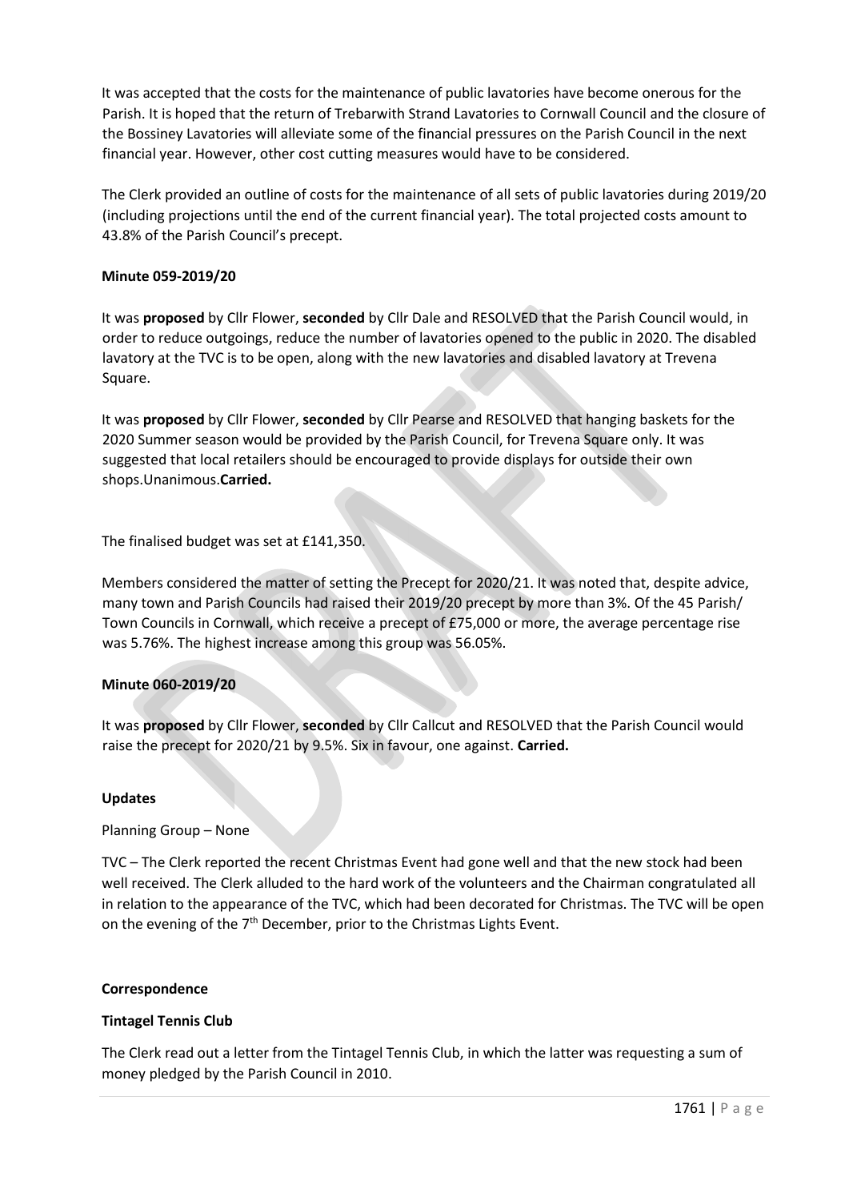It was accepted that the costs for the maintenance of public lavatories have become onerous for the Parish. It is hoped that the return of Trebarwith Strand Lavatories to Cornwall Council and the closure of the Bossiney Lavatories will alleviate some of the financial pressures on the Parish Council in the next financial year. However, other cost cutting measures would have to be considered.

The Clerk provided an outline of costs for the maintenance of all sets of public lavatories during 2019/20 (including projections until the end of the current financial year). The total projected costs amount to 43.8% of the Parish Council's precept.

**Minute 059-2019/20**

It was **proposed** by Cllr Flower, **seconded** by Cllr Dale and RESOLVED that the Parish Council would, in order to reduce outgoings, reduce the number of lavatories opened to the public in 2020. The disabled lavatory at the TVC is to be open, along with the new lavatories and disabled lavatory at Trevena Square.

It was **proposed** by Cllr Flower, **seconded** by Cllr Pearse and RESOLVED that hanging baskets for the 2020 Summer season would be provided by the Parish Council, for Trevena Square only. It was suggested that local retailers should be encouraged to provide displays for outside their own shops.Unanimous.**Carried.**

The finalised budget was set at £141,350.

Members considered the matter of setting the Precept for 2020/21. It was noted that, despite advice, many town and Parish Councils had raised their 2019/20 precept by more than 3%. Of the 45 Parish/ Town Councils in Cornwall, which receive a precept of £75,000 or more, the average percentage rise was 5.76%. The highest increase among this group was 56.05%.

**Minute 060-2019/20**

It was **proposed** by Cllr Flower, **seconded** by Cllr Callcut and RESOLVED that the Parish Council would raise the precept for 2020/21 by 9.5%. Six in favour, one against. **Carried.**

**Updates**

Planning Group – None

TVC – The Clerk reported the recent Christmas Event had gone well and that the new stock had been well received. The Clerk alluded to the hard work of the volunteers and the Chairman congratulated all in relation to the appearance of the TVC, which had been decorated for Christmas. The TVC will be open on the evening of the 7th December, prior to the Christmas Lights Event.

**Correspondence**

**Tintagel Tennis Club**

The Clerk read out a letter from the Tintagel Tennis Club, in which the latter was requesting a sum of money pledged by the Parish Council in 2010.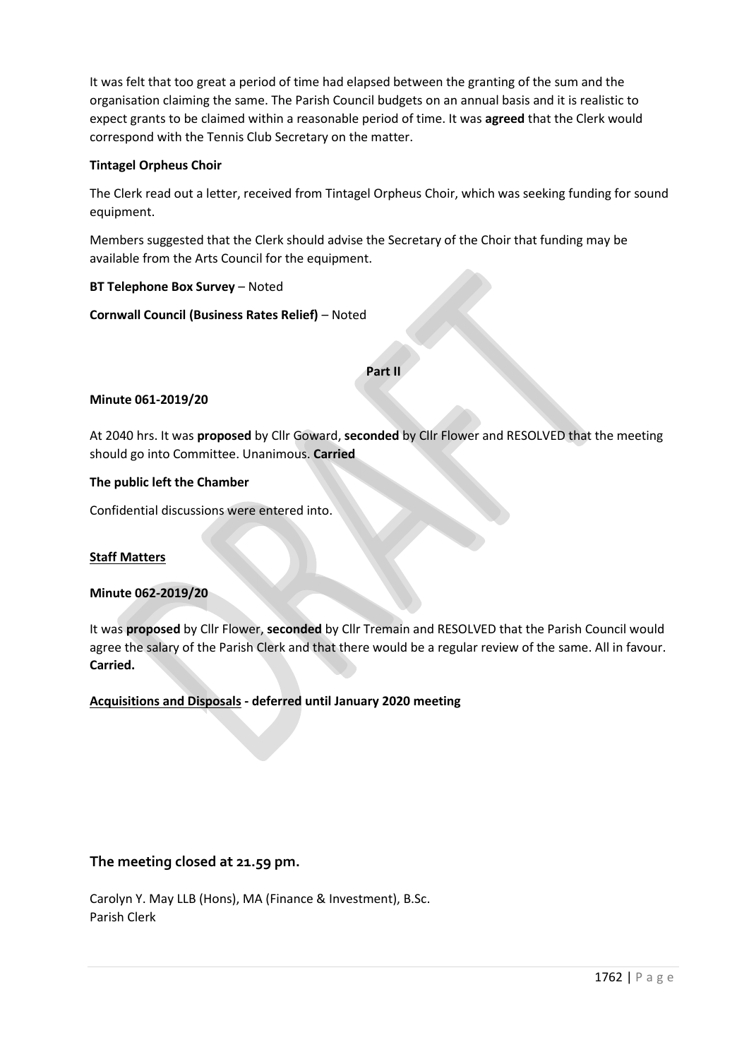It was felt that too great a period of time had elapsed between the granting of the sum and the organisation claiming the same. The Parish Council budgets on an annual basis and it is realistic to expect grants to be claimed within a reasonable period of time. It was **agreed** that the Clerk would correspond with the Tennis Club Secretary on the matter.

**Tintagel Orpheus Choir**

The Clerk read out a letter, received from Tintagel Orpheus Choir, which was seeking funding for sound equipment.

Members suggested that the Clerk should advise the Secretary of the Choir that funding may be available from the Arts Council for the equipment.

**BT Telephone Box Survey** – Noted

**Cornwall Council (Business Rates Relief)** – Noted

**Part II**

**Minute 061-2019/20**

At 2040 hrs. It was **proposed** by Cllr Goward, **seconded** by Cllr Flower and RESOLVED that the meeting should go into Committee. Unanimous. **Carried**

**The public left the Chamber**

Confidential discussions were entered into.

**Staff Matters**

**Minute 062-2019/20**

It was **proposed** by Cllr Flower, **seconded** by Cllr Tremain and RESOLVED that the Parish Council would agree the salary of the Parish Clerk and that there would be a regular review of the same. All in favour. **Carried.**

**Acquisitions and Disposals - deferred until January 2020 meeting**

## The meeting closed at 21.59 pm.

Carolyn Y. May LLB (Hons), MA (Finance & Investment), B.Sc.
Parish Clerk